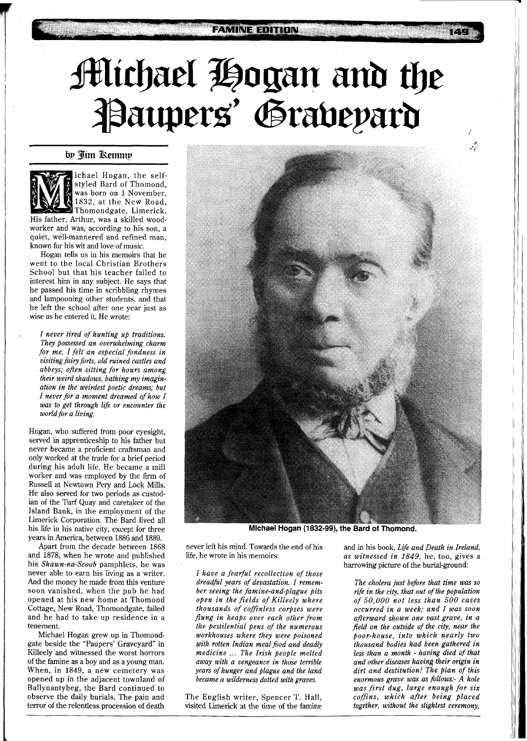# Michael Hogan and the Paupers' Graveyard

### by Jim Kemmy

Michael Hogan, the self-styled Bard of Thomond, was born on 1 November, 1832, at the New Road, Thomondgate, Limerick. His father, Arthur, was a skilled woodworker and was, according to his son, a quiet, well-mannered and refined man, known for his wit and love of music.

Hogan tells us in his memoirs that he went to the local Christian Brothers School but that his teacher failed to interest him in any subject. He says that he passed his time in scribbling rhymes and lampooning other students, and that he left the school after one year just as wise as he entered it. He wrote:

> *I never tired of hunting up traditions. They possessed an overwhelming charm for me. I felt an especial fondness in visiting fairy forts, old ruined castles and abbeys; often sitting for hours among their weird shadows, bathing my imagination in the weirdest poetic dreams; but I never for a moment dreamed of how I was to get through life or encounter the world for a living.*

Hogan, who suffered from poor eyesight, served in apprenticeship to his father but never became a proficient craftsman and only worked at the trade for a brief period during his adult life. He became a mill worker and was employed by the firm of Russell at Newtown Pery and Lock Mills. He also served for two periods as custodian of the Turf Quay and caretaker of the Island Bank, in the employment of the Limerick Corporation. The Bard lived all his life in his native city, except for three years in America, between 1886 and 1889.

Apart from the decade between 1868 and 1878, when he wrote and published his *Shawn-na-Scoob* pamphlets, he was never able to earn his living as a writer. And the money he made from this venture soon vanished, when the pub he had opened at his new home at Thomond Cottage, New Road, Thomondgate, failed and he had to take up residence in a tenement.

Michael Hogan grew up in Thomondgate beside the "Paupers' Graveyard" in Killeely and witnessed the worst horrors of the famine as a boy and as a young man. When, in 1849, a new cemetery was opened up in the adjacent townland of Ballynantybeg, the Bard continued to observe the daily burials. The pain and terror of the relentless procession of death never left his mind. Towards the end of his life, he wrote in his memoirs:

> *I have a fearful recollection of those dreadful years of devastation. I remember seeing the famine-and-plague pits open in the fields of Killeely where thousands of coffinless corpses were flung in heaps over each other from the pestilential pens of the numerous workhouses where they were poisoned with rotten Indian meal food and deadly medicine ... The Irish people melted away with a vengeance in those terrible years of hunger and plague and the land became a wilderness dotted with graves.*

**Michael Hogan (1832-99), the Bard of Thomond.**

The English writer, Spencer T. Hall, visited Limerick at the time of the famine and in his book, *Life and Death in Ireland, as witnessed in 1849*, he, too, gives a harrowing picture of the burial-ground:

> *The cholera just before that time was so rife in the city, that out of the population of 50,000 not less than 500 cases occurred in a week; and I was soon afterward shown one vast grave, in a field on the outside of the city, near the poor-house, into which nearly two thousand bodies had been gathered in less than a month - having died of that and other diseases having their origin in dirt and destitution! The plan of this enormous grave was as follows:- A hole was first dug, large enough for six coffins, which after being placed together, without the slightest ceremony,*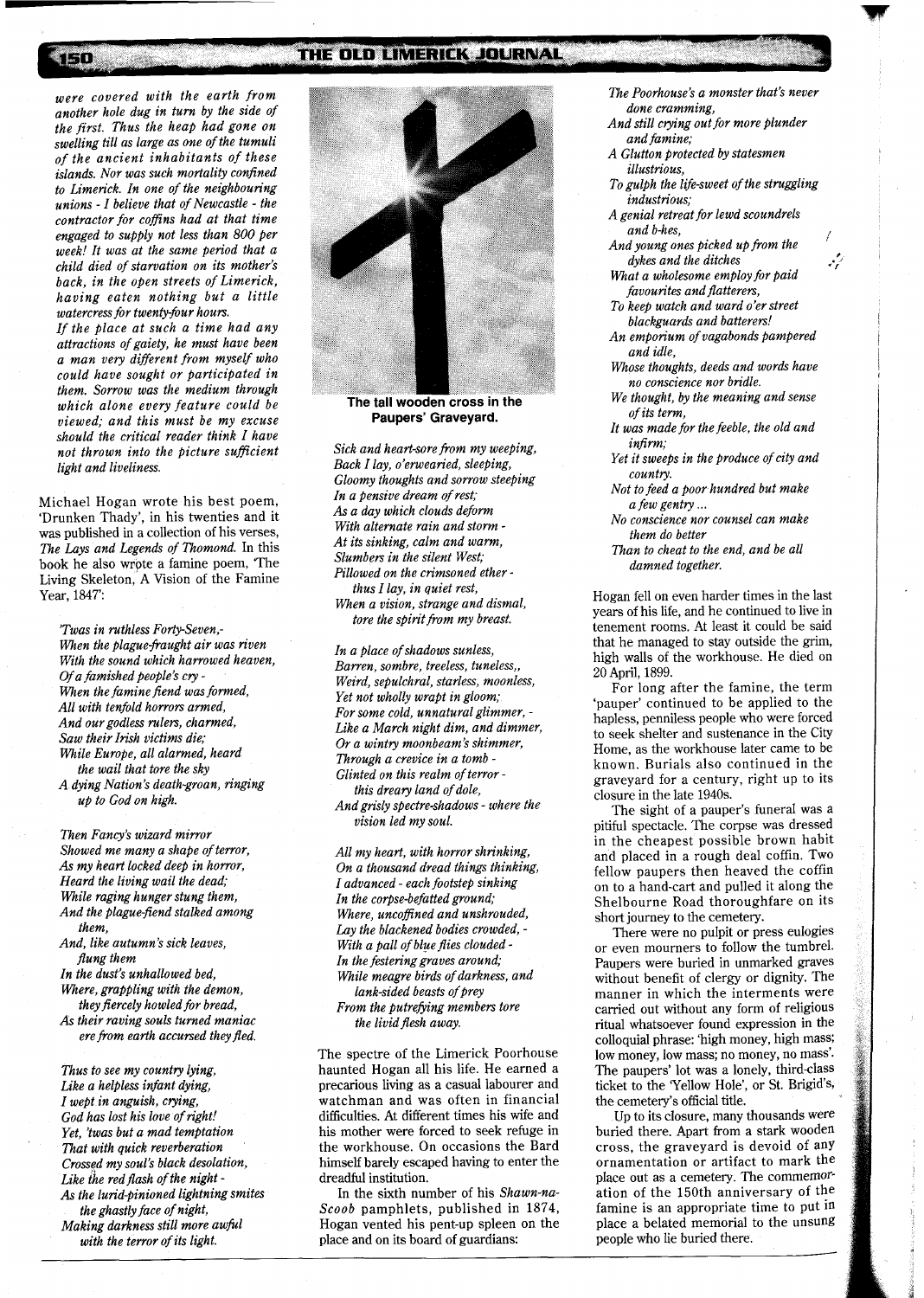*were covered with the earth from another hole dug in turn by the side of the first. Thus the heap had gone on swelling till as large as one of the tumuli of the ancient inhabitants of these islands. Nor was such mortality confined to Limerick. In one of the neighbouring unions - I believe that of Newcastle - the contractor for coffins had at that time engaged to supply not less than 800 per week! It was at the same period that a child died of starvation on its mother's back, in the open streets of Limerick, having eaten nothing but a little watercress for twenty-four hours.*

*If the place at such a time had any attractions of gaiety, he must have been a man very different from myself who could have sought or participated in them. Sorrow was the medium through which alone every feature could be viewed; and this must be my excuse should the critical reader think I have not thrown into the picture sufficient light and liveliness.*

Michael Hogan wrote his best poem, 'Drunken Thady', in his twenties and it was published in a collection of his verses, *The Lays and Legends of Thomond*. In this book he also wrote a famine poem, 'The Living Skeleton, A Vision of the Famine Year, 1847':

> *'Twas in ruthless Forty-Seven,-*
> *When the plague-fraught air was riven*
> *With the sound which harrowed heaven,*
> *Of a famished people's cry -*
> *When the famine fiend was formed,*
> *All with tenfold horrors armed,*
> *And our godless rulers, charmed,*
> *Saw their Irish victims die;*
> *While Europe, all alarmed, heard*
> *the wail that tore the sky*
> *A dying Nation's death-groan, ringing*
> *up to God on high.*
>
> *Then Fancy's wizard mirror*
> *Showed me many a shape of terror,*
> *As my heart locked deep in horror,*
> *Heard the living wail the dead;*
> *While raging hunger stung them,*
> *And the plague-fiend stalked among*
> *them,*
> *And, like autumn's sick leaves,*
> *flung them*
> *In the dust's unhallowed bed,*
> *Where, grappling with the demon,*
> *they fiercely howled for bread,*
> *As their raving souls turned maniac*
> *ere from earth accursed they fled.*
>
> *Thus to see my country lying,*
> *Like a helpless infant dying,*
> *I wept in anguish, crying,*
> *God has lost his love of right!*
> *Yet, 'twas but a mad temptation*
> *That with quick reverberation*
> *Crossed my soul's black desolation,*
> *Like the red flash of the night -*
> *As the lurid-pinioned lightning smites*
> *the ghastly face of night,*
> *Making darkness still more awful*
> *with the terror of its light.*

**The tall wooden cross in the Paupers' Graveyard.**

> *Sick and heart-sore from my weeping,*
> *Back I lay, o'erwearied, sleeping,*
> *Gloomy thoughts and sorrow steeping*
> *In a pensive dream of rest;*
> *As a day which clouds deform*
> *With alternate rain and storm -*
> *At its sinking, calm and warm,*
> *Slumbers in the silent West;*
> *Pillowed on the crimsoned ether -*
> *thus I lay, in quiet rest,*
> *When a vision, strange and dismal,*
> *tore the spirit from my breast.*
>
> *In a place of shadows sunless,*
> *Barren, sombre, treeless, tuneless,,*
> *Weird, sepulchral, starless, moonless,*
> *Yet not wholly wrapt in gloom;*
> *For some cold, unnatural glimmer, -*
> *Like a March night dim, and dimmer,*
> *Or a wintry moonbeam's shimmer,*
> *Through a crevice in a tomb -*
> *Glinted on this realm of terror -*
> *this dreary land of dole,*
> *And grisly spectre-shadows - where the*
> *vision led my soul.*
>
> *All my heart, with horror shrinking,*
> *On a thousand dread things thinking,*
> *I advanced - each footstep sinking*
> *In the corpse-befatted ground;*
> *Where, uncoffined and unshrouded,*
> *Lay the blackened bodies crowded, -*
> *With a pall of blue flies clouded -*
> *In the festering graves around;*
> *While meagre birds of darkness, and*
> *lank-sided beasts of prey*
> *From the putrefying members tore*
> *the livid flesh away.*

The spectre of the Limerick Poorhouse haunted Hogan all his life. He earned a precarious living as a casual labourer and watchman and was often in financial difficulties. At different times his wife and his mother were forced to seek refuge in the workhouse. On occasions the Bard himself barely escaped having to enter the dreadful institution.

In the sixth number of his *Shawn-na-Scoob* pamphlets, published in 1874, Hogan vented his pent-up spleen on the place and on its board of guardians:

> *The Poorhouse's a monster that's never*
> *done cramming,*
> *And still crying out for more plunder*
> *and famine;*
> *A Glutton protected by statesmen*
> *illustrious,*
> *To gulph the life-sweet of the struggling*
> *industrious;*
> *A genial retreat for lewd scoundrels*
> *and b-hes,*
> *And young ones picked up from the*
> *dykes and the ditches*
> *What a wholesome employ for paid*
> *favourites and flatterers,*
> *To keep watch and ward o'er street*
> *blackguards and batterers!*
> *An emporium of vagabonds pampered*
> *and idle,*
> *Whose thoughts, deeds and words have*
> *no conscience nor bridle.*
> *We thought, by the meaning and sense*
> *of its term,*
> *It was made for the feeble, the old and*
> *infirm;*
> *Yet it sweeps in the produce of city and*
> *country.*
> *Not to feed a poor hundred but make*
> *a few gentry ...*
> *No conscience nor counsel can make*
> *them do better*
> *Than to cheat to the end, and be all*
> *damned together.*

Hogan fell on even harder times in the last years of his life, and he continued to live in tenement rooms. At least it could be said that he managed to stay outside the grim, high walls of the workhouse. He died on 20 April, 1899.

For long after the famine, the term 'pauper' continued to be applied to the hapless, penniless people who were forced to seek shelter and sustenance in the City Home, as the workhouse later came to be known. Burials also continued in the graveyard for a century, right up to its closure in the late 1940s.

The sight of a pauper's funeral was a pitiful spectacle. The corpse was dressed in the cheapest possible brown habit and placed in a rough deal coffin. Two fellow paupers then heaved the coffin on to a hand-cart and pulled it along the Shelbourne Road thoroughfare on its short journey to the cemetery.

There were no pulpit or press eulogies or even mourners to follow the tumbrel. Paupers were buried in unmarked graves without benefit of clergy or dignity. The manner in which the interments were carried out without any form of religious ritual whatsoever found expression in the colloquial phrase: 'high money, high mass; low money, low mass; no money, no mass'. The paupers' lot was a lonely, third-class ticket to the 'Yellow Hole', or St. Brigid's, the cemetery's official title.

Up to its closure, many thousands were buried there. Apart from a stark wooden cross, the graveyard is devoid of any ornamentation or artifact to mark the place out as a cemetery. The commemoration of the 150th anniversary of the famine is an appropriate time to put in place a belated memorial to the unsung people who lie buried there.